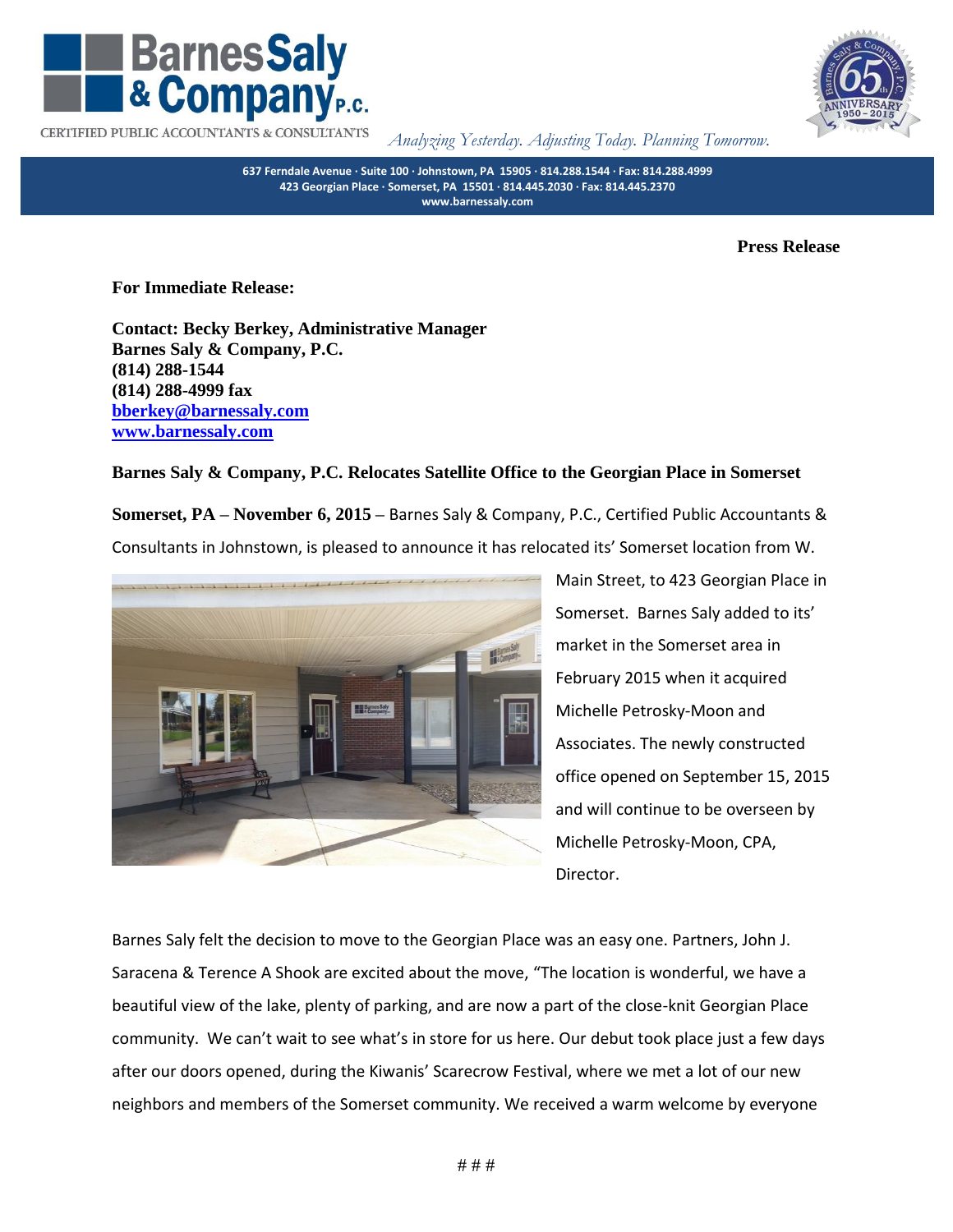# Barnes Saly & Company P.C.

CERTIFIED PUBLIC ACCOUNTANTS & CONSULTANTS

*Analyzing Yesterday. Adjusting Today. Planning Tomorrow.*

65th ANNIVERSARY 1950 – 2015

637 Ferndale Avenue · Suite 100 · Johnstown, PA 15905 · 814.288.1544 · Fax: 814.288.4999
423 Georgian Place · Somerset, PA 15501 · 814.445.2030 · Fax: 814.445.2370
www.barnessaly.com

**Press Release**

**For Immediate Release:**

**Contact: Becky Berkey, Administrative Manager**
**Barnes Saly & Company, P.C.**
**(814) 288-1544**
**(814) 288-4999 fax**
**bberkey@barnessaly.com**
**www.barnessaly.com**

**Barnes Saly & Company, P.C. Relocates Satellite Office to the Georgian Place in Somerset**

**Somerset, PA – November 6, 2015** – Barnes Saly & Company, P.C., Certified Public Accountants & Consultants in Johnstown, is pleased to announce it has relocated its' Somerset location from W. Main Street, to 423 Georgian Place in Somerset. Barnes Saly added to its' market in the Somerset area in February 2015 when it acquired Michelle Petrosky-Moon and Associates. The newly constructed office opened on September 15, 2015 and will continue to be overseen by Michelle Petrosky-Moon, CPA, Director.

Barnes Saly felt the decision to move to the Georgian Place was an easy one. Partners, John J. Saracena & Terence A Shook are excited about the move, "The location is wonderful, we have a beautiful view of the lake, plenty of parking, and are now a part of the close-knit Georgian Place community. We can't wait to see what's in store for us here. Our debut took place just a few days after our doors opened, during the Kiwanis' Scarecrow Festival, where we met a lot of our new neighbors and members of the Somerset community. We received a warm welcome by everyone

# # #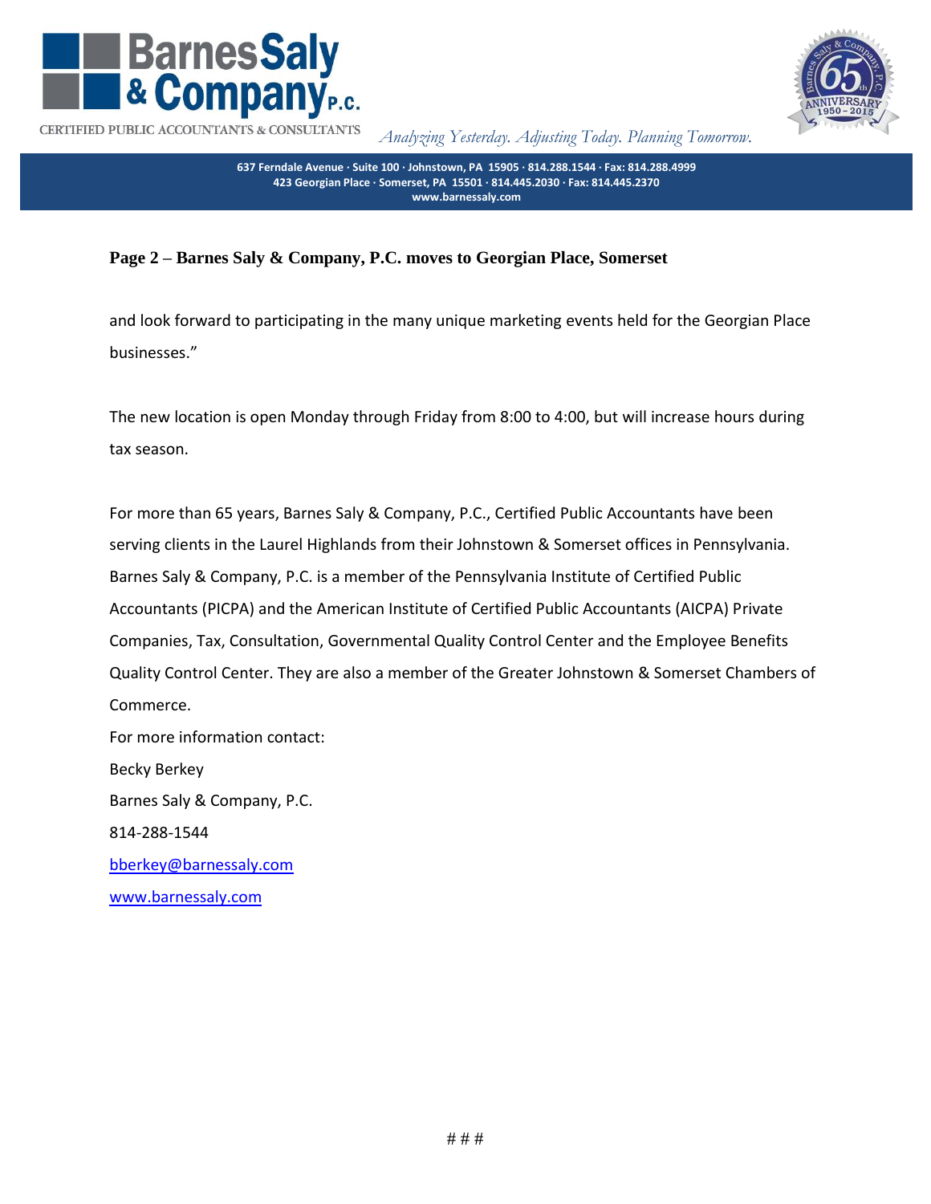**Page 2 – Barnes Saly & Company, P.C. moves to Georgian Place, Somerset**

and look forward to participating in the many unique marketing events held for the Georgian Place businesses."

The new location is open Monday through Friday from 8:00 to 4:00, but will increase hours during tax season.

For more than 65 years, Barnes Saly & Company, P.C., Certified Public Accountants have been serving clients in the Laurel Highlands from their Johnstown & Somerset offices in Pennsylvania. Barnes Saly & Company, P.C. is a member of the Pennsylvania Institute of Certified Public Accountants (PICPA) and the American Institute of Certified Public Accountants (AICPA) Private Companies, Tax, Consultation, Governmental Quality Control Center and the Employee Benefits Quality Control Center. They are also a member of the Greater Johnstown & Somerset Chambers of Commerce.

For more information contact:

Becky Berkey

Barnes Saly & Company, P.C.

814-288-1544

bberkey@barnessaly.com

www.barnessaly.com

# # #